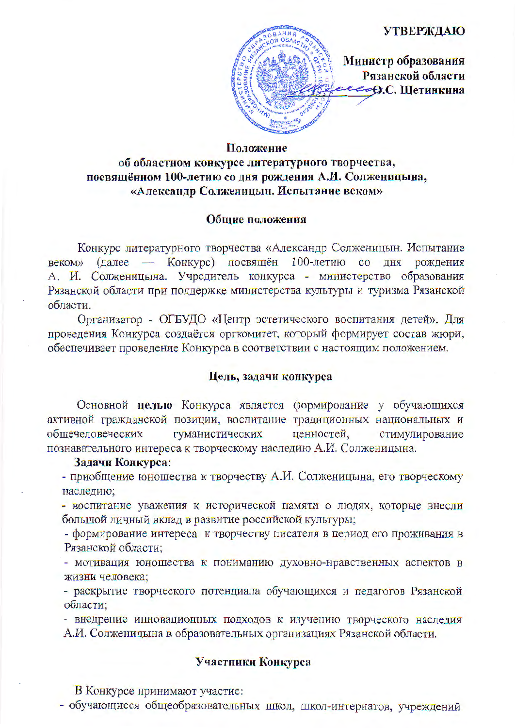**УТВЕРЖДАЮ**

**Министр образования Рязанской области**
**О.С. Щетинкина**

# Положение об областном конкурсе литературного творчества, посвящённом 100-летию со дня рождения А.И. Солженицына, «Александр Солженицын. Испытание веком»

## Общие положения

Конкурс литературного творчества «Александр Солженицын. Испытание веком» (далее — Конкурс) посвящён 100-летию со дня рождения А. И. Солженицына. Учредитель конкурса - министерство образования Рязанской области при поддержке министерства культуры и туризма Рязанской области.

Организатор - ОГБУДО «Центр эстетического воспитания детей». Для проведения Конкурса создаётся оргкомитет, который формирует состав жюри, обеспечивает проведение Конкурса в соответствии с настоящим положением.

## Цель, задачи конкурса

Основной **целью** Конкурса является формирование у обучающихся активной гражданской позиции, воспитание традиционных национальных и общечеловеческих гуманистических ценностей, стимулирование познавательного интереса к творческому наследию А.И. Солженицына.

**Задачи Конкурса**:

- приобщение юношества к творчеству А.И. Солженицына, его творческому наследию;
- воспитание уважения к исторической памяти о людях, которые внесли большой личный вклад в развитие российской культуры;
- формирование интереса к творчеству писателя в период его проживания в Рязанской области;
- мотивация юношества к пониманию духовно-нравственных аспектов в жизни человека;
- раскрытие творческого потенциала обучающихся и педагогов Рязанской области;
- внедрение инновационных подходов к изучению творческого наследия А.И. Солженицына в образовательных организациях Рязанской области.

## Участники Конкурса

В Конкурсе принимают участие:

- обучающиеся общеобразовательных школ, школ-интернатов, учреждений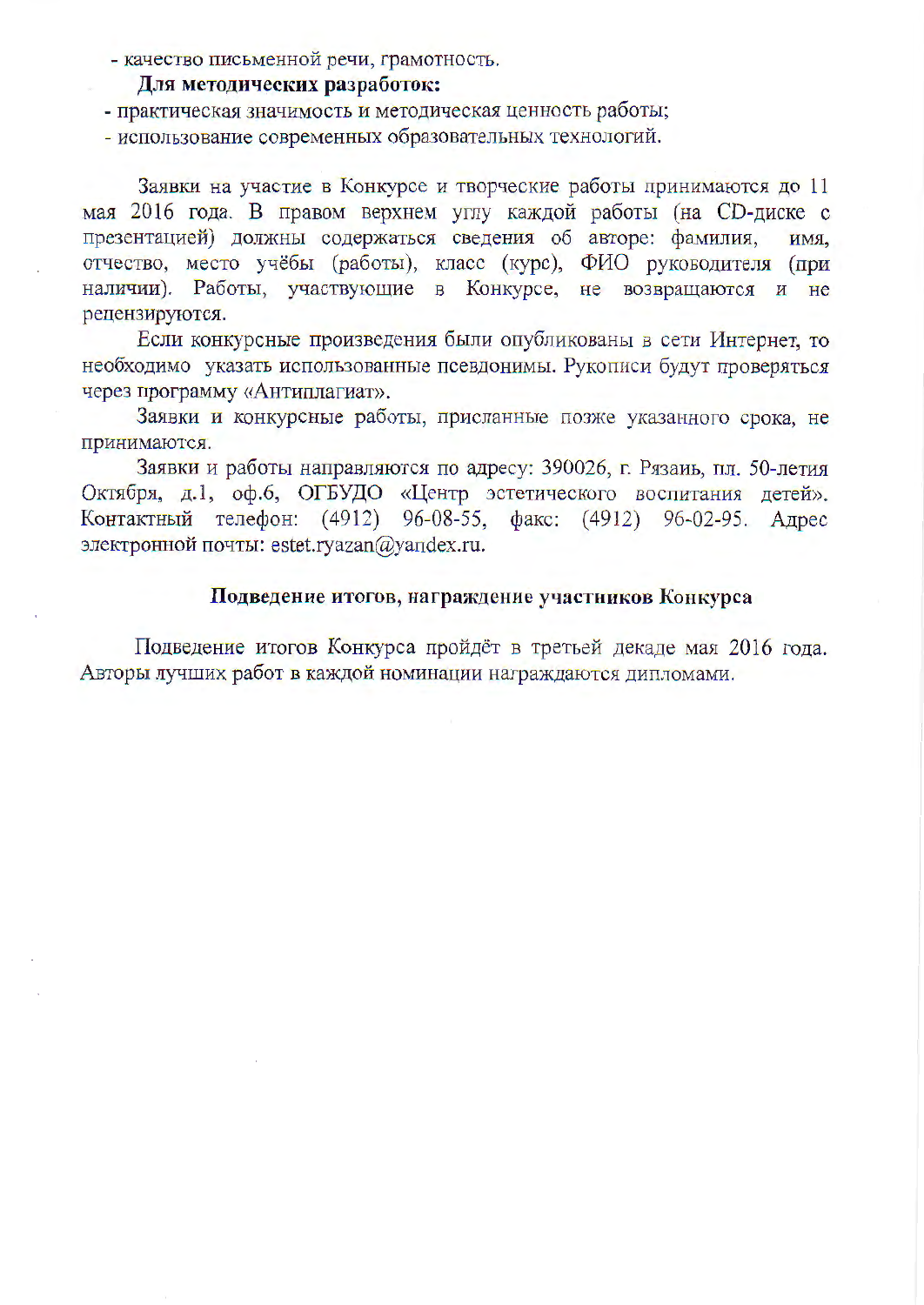- качество письменной речи, грамотность.

**Для методических разработок:**

- практическая значимость и методическая ценность работы;
- использование современных образовательных технологий.

Заявки на участие в Конкурсе и творческие работы принимаются до 11 мая 2016 года. В правом верхнем углу каждой работы (на CD-диске с презентацией) должны содержаться сведения об авторе: фамилия, имя, отчество, место учёбы (работы), класс (курс), ФИО руководителя (при наличии). Работы, участвующие в Конкурсе, не возвращаются и не рецензируются.

Если конкурсные произведения были опубликованы в сети Интернет, то необходимо указать использованные псевдонимы. Рукописи будут проверяться через программу «Антиплагиат».

Заявки и конкурсные работы, присланные позже указанного срока, не принимаются.

Заявки и работы направляются по адресу: 390026, г. Рязань, пл. 50-летия Октября, д.1, оф.6, ОГБУДО «Центр эстетического воспитания детей». Контактный телефон: (4912) 96-08-55, факс: (4912) 96-02-95. Адрес электронной почты: estet.ryazan@yandex.ru.

## Подведение итогов, награждение участников Конкурса

Подведение итогов Конкурса пройдёт в третьей декаде мая 2016 года. Авторы лучших работ в каждой номинации награждаются дипломами.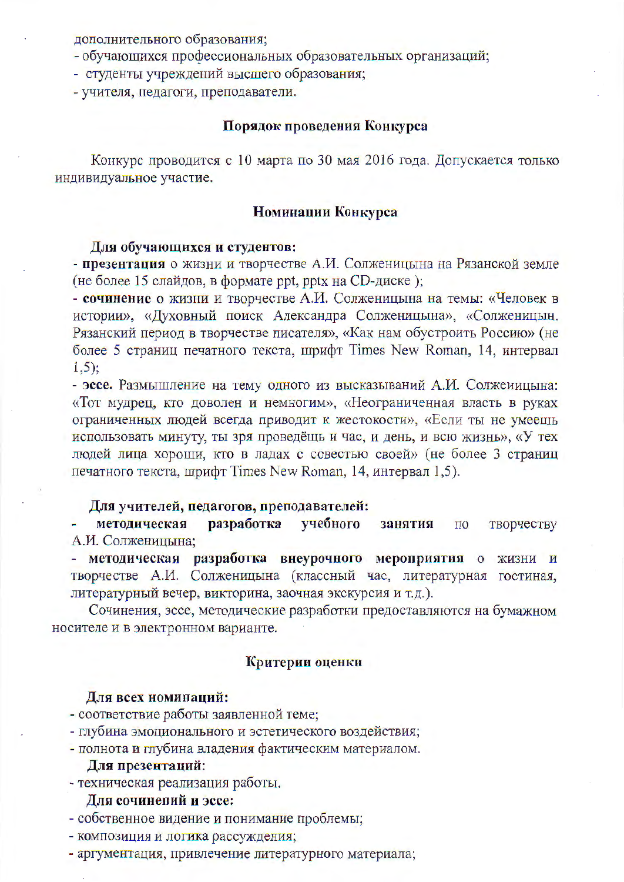дополнительного образования;
- обучающихся профессиональных образовательных организаций;
- студенты учреждений высшего образования;
- учителя, педагоги, преподаватели.

## Порядок проведения Конкурса

Конкурс проводится с 10 марта по 30 мая 2016 года. Допускается только индивидуальное участие.

## Номинации Конкурса

**Для обучающихся и студентов:**

- **презентация** о жизни и творчестве А.И. Солженицына на Рязанской земле (не более 15 слайдов, в формате ppt, pptx на CD-диске );
- **сочинение** о жизни и творчестве А.И. Солженицына на темы: «Человек в истории», «Духовный поиск Александра Солженицына», «Солженицын. Рязанский период в творчестве писателя», «Как нам обустроить Россию» (не более 5 страниц печатного текста, шрифт Times New Roman, 14, интервал 1,5);
- **эссе.** Размышление на тему одного из высказываний А.И. Солженицына: «Тот мудрец, кто доволен и немногим», «Неограниченная власть в руках ограниченных людей всегда приводит к жестокости», «Если ты не умеешь использовать минуту, ты зря проведёшь и час, и день, и всю жизнь», «У тех людей лица хороши, кто в ладах с совестью своей» (не более 3 страниц печатного текста, шрифт Times New Roman, 14, интервал 1,5).

**Для учителей, педагогов, преподавателей:**

- **методическая разработка учебного занятия** по творчеству А.И. Солженицына;
- **методическая разработка внеурочного мероприятия** о жизни и творчестве А.И. Солженицына (классный час, литературная гостиная, литературный вечер, викторина, заочная экскурсия и т.д.).

Сочинения, эссе, методические разработки предоставляются на бумажном носителе и в электронном варианте.

## Критерии оценки

**Для всех номинаций:**

- соответствие работы заявленной теме;
- глубина эмоционального и эстетического воздействия;
- полнота и глубина владения фактическим материалом.

**Для презентаций:**

- техническая реализация работы.

**Для сочинений и эссе:**

- собственное видение и понимание проблемы;
- композиция и логика рассуждения;
- аргументация, привлечение литературного материала;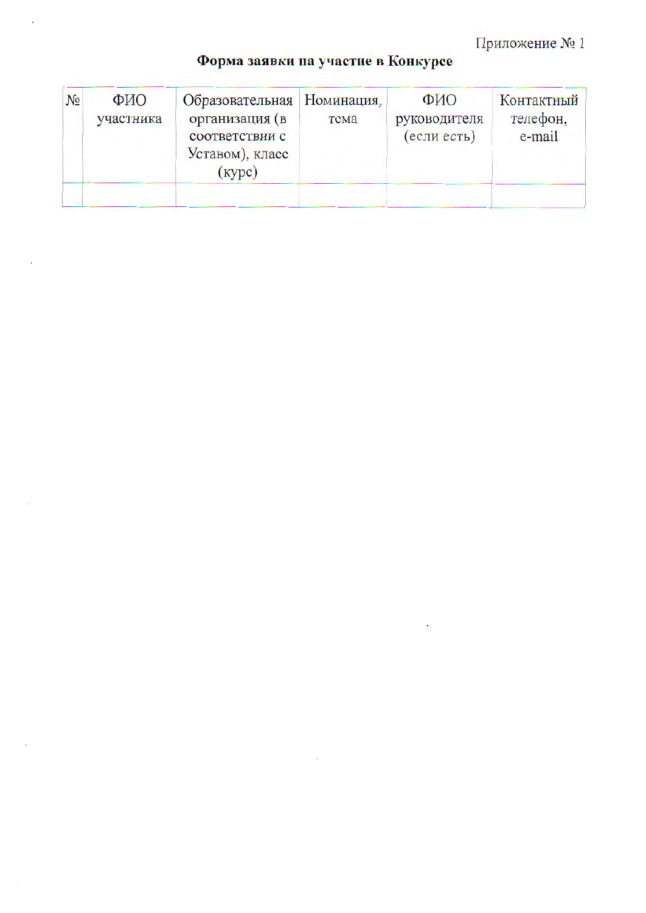Приложение № 1

**Форма заявки на участие в Конкурсе**

| № | ФИО участника | Образовательная организация (в соответствии с Уставом), класс (курс) | Номинация, тема | ФИО руководителя (если есть) | Контактный телефон, e-mail |
|---|---|---|---|---|---|
| | | | | | |